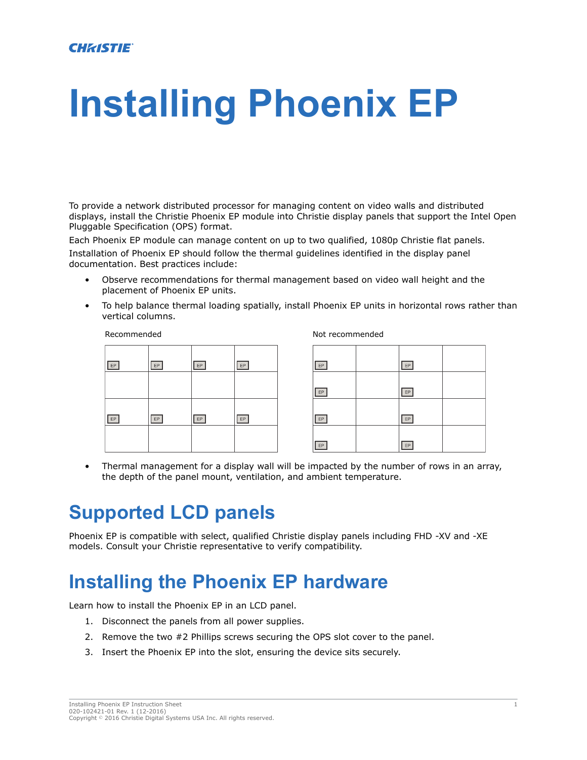# Installing Phoenix EP

To provide a network distributed processor for managing content on video walls and distributed displays, install the Christie Phoenix EP module into Christie display panels that support the Intel Open Pluggable Specification (OPS) format.

Each Phoenix EP module can manage content on up to two qualified, 1080p Christie flat panels.

Installation of Phoenix EP should follow the thermal guidelines identified in the display panel documentation. Best practices include:

- Observe recommendations for thermal management based on video wall height and the placement of Phoenix EP units.
- To help balance thermal loading spatially, install Phoenix EP units in horizontal rows rather than vertical columns.

Recommended

| EP | EP | EP | EP |
|---|---|---|---|
| | | | |
| EP | EP | EP | EP |
| | | | |

Not recommended

| EP | | EP | |
|---|---|---|---|
| EP | | EP | |
| EP | | EP | |
| EP | | EP | |

- Thermal management for a display wall will be impacted by the number of rows in an array, the depth of the panel mount, ventilation, and ambient temperature.

## Supported LCD panels

Phoenix EP is compatible with select, qualified Christie display panels including FHD -XV and -XE models. Consult your Christie representative to verify compatibility.

## Installing the Phoenix EP hardware

Learn how to install the Phoenix EP in an LCD panel.

1. Disconnect the panels from all power supplies.
2. Remove the two #2 Phillips screws securing the OPS slot cover to the panel.
3. Insert the Phoenix EP into the slot, ensuring the device sits securely.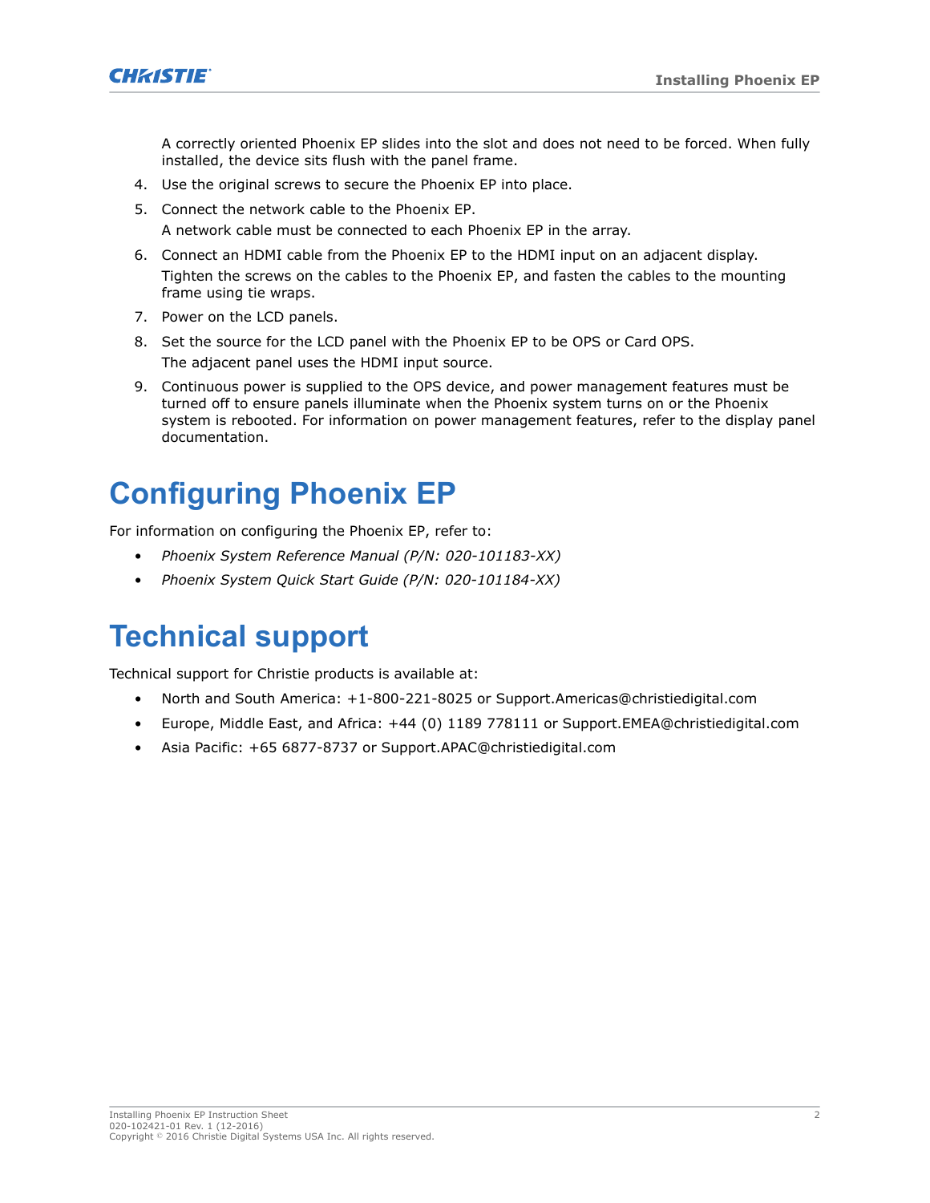A correctly oriented Phoenix EP slides into the slot and does not need to be forced. When fully installed, the device sits flush with the panel frame.

4. Use the original screws to secure the Phoenix EP into place.
5. Connect the network cable to the Phoenix EP.

   A network cable must be connected to each Phoenix EP in the array.
6. Connect an HDMI cable from the Phoenix EP to the HDMI input on an adjacent display.

   Tighten the screws on the cables to the Phoenix EP, and fasten the cables to the mounting frame using tie wraps.
7. Power on the LCD panels.
8. Set the source for the LCD panel with the Phoenix EP to be OPS or Card OPS.

   The adjacent panel uses the HDMI input source.
9. Continuous power is supplied to the OPS device, and power management features must be turned off to ensure panels illuminate when the Phoenix system turns on or the Phoenix system is rebooted. For information on power management features, refer to the display panel documentation.

# Configuring Phoenix EP

For information on configuring the Phoenix EP, refer to:

- *Phoenix System Reference Manual (P/N: 020-101183-XX)*
- *Phoenix System Quick Start Guide (P/N: 020-101184-XX)*

# Technical support

Technical support for Christie products is available at:

- North and South America: +1-800-221-8025 or Support.Americas@christiedigital.com
- Europe, Middle East, and Africa: +44 (0) 1189 778111 or Support.EMEA@christiedigital.com
- Asia Pacific: +65 6877-8737 or Support.APAC@christiedigital.com

Installing Phoenix EP Instruction Sheet
020-102421-01 Rev. 1 (12-2016)
Copyright © 2016 Christie Digital Systems USA Inc. All rights reserved.